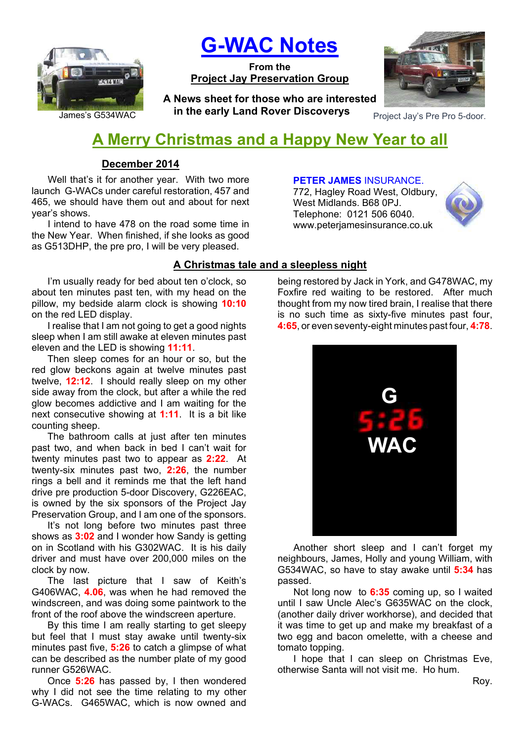James's G534WAC

# G-WAC Notes

**From the**
**Project Jay Preservation Group**

**A News sheet for those who are interested in the early Land Rover Discoverys**

Project Jay's Pre Pro 5-door.

## A Merry Christmas and a Happy New Year to all

### December 2014

Well that's it for another year. With two more launch G-WACs under careful restoration, 457 and 465, we should have them out and about for next year's shows.

I intend to have 478 on the road some time in the New Year. When finished, if she looks as good as G513DHP, the pre pro, I will be very pleased.

**PETER JAMES** INSURANCE.
772, Hagley Road West, Oldbury,
West Midlands. B68 0PJ.
Telephone: 0121 506 6040.
www.peterjamesinsurance.co.uk

### A Christmas tale and a sleepless night

I'm usually ready for bed about ten o'clock, so about ten minutes past ten, with my head on the pillow, my bedside alarm clock is showing **10:10** on the red LED display.

I realise that I am not going to get a good nights sleep when I am still awake at eleven minutes past eleven and the LED is showing **11:11**.

Then sleep comes for an hour or so, but the red glow beckons again at twelve minutes past twelve, **12:12**. I should really sleep on my other side away from the clock, but after a while the red glow becomes addictive and I am waiting for the next consecutive showing at **1:11**. It is a bit like counting sheep.

The bathroom calls at just after ten minutes past two, and when back in bed I can't wait for twenty minutes past two to appear as **2:22**. At twenty-six minutes past two, **2:26**, the number rings a bell and it reminds me that the left hand drive pre production 5-door Discovery, G226EAC, is owned by the six sponsors of the Project Jay Preservation Group, and I am one of the sponsors.

It's not long before two minutes past three shows as **3:02** and I wonder how Sandy is getting on in Scotland with his G302WAC. It is his daily driver and must have over 200,000 miles on the clock by now.

The last picture that I saw of Keith's G406WAC, **4.06**, was when he had removed the windscreen, and was doing some paintwork to the front of the roof above the windscreen aperture.

By this time I am really starting to get sleepy but feel that I must stay awake until twenty-six minutes past five, **5:26** to catch a glimpse of what can be described as the number plate of my good runner G526WAC.

Once **5:26** has passed by, I then wondered why I did not see the time relating to my other G-WACs. G465WAC, which is now owned and being restored by Jack in York, and G478WAC, my Foxfire red waiting to be restored. After much thought from my now tired brain, I realise that there is no such time as sixty-five minutes past four, **4:65**, or even seventy-eight minutes past four, **4:78**.

G
5:26
WAC

Another short sleep and I can't forget my neighbours, James, Holly and young William, with G534WAC, so have to stay awake until **5:34** has passed.

Not long now to **6:35** coming up, so I waited until I saw Uncle Alec's G635WAC on the clock, (another daily driver workhorse), and decided that it was time to get up and make my breakfast of a two egg and bacon omelette, with a cheese and tomato topping.

I hope that I can sleep on Christmas Eve, otherwise Santa will not visit me. Ho hum.

Roy.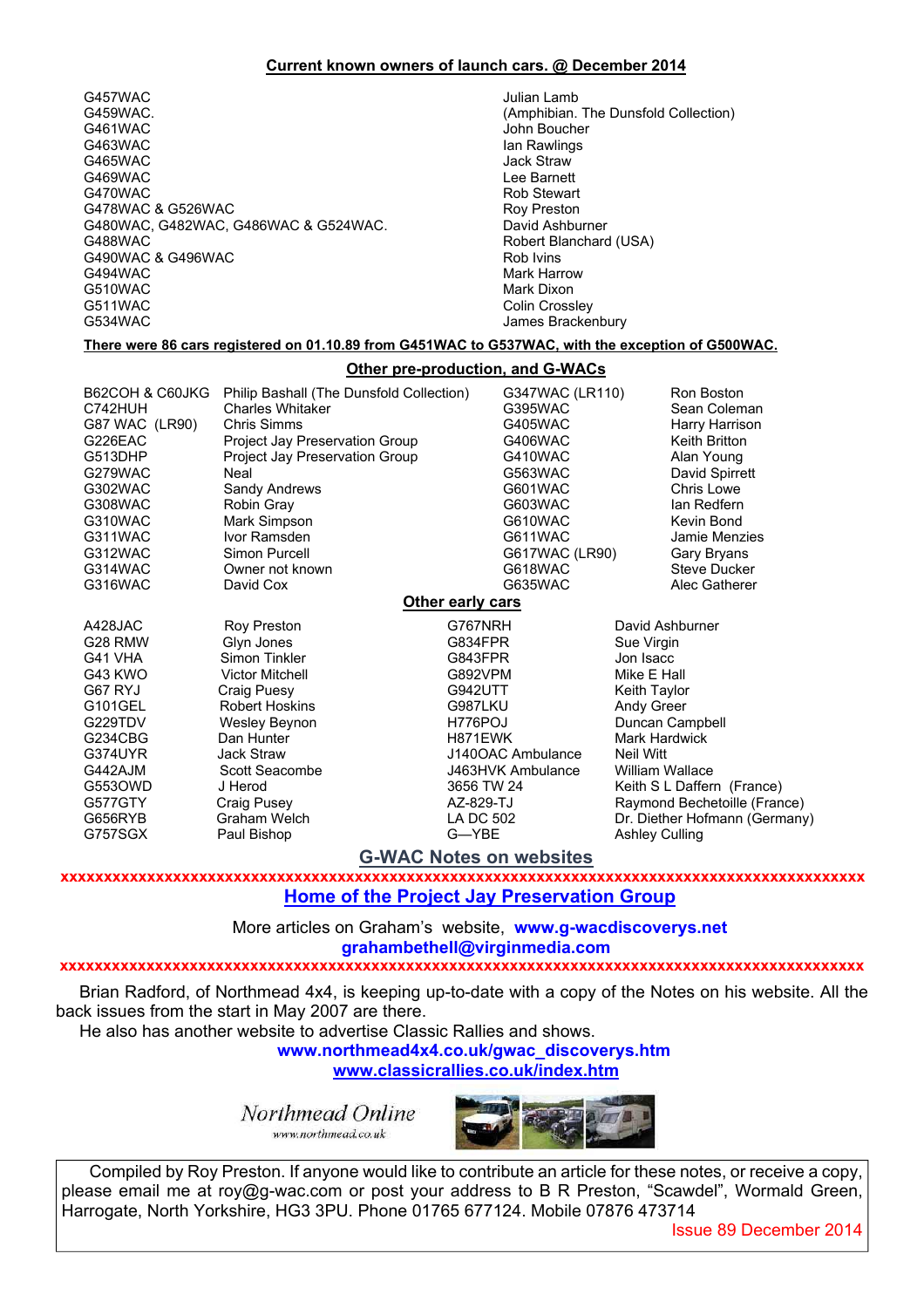## Current known owners of launch cars. @ December 2014

| | |
|---|---|
| G457WAC | Julian Lamb |
| G459WAC. | (Amphibian. The Dunsfold Collection) |
| G461WAC | John Boucher |
| G463WAC | Ian Rawlings |
| G465WAC | Jack Straw |
| G469WAC | Lee Barnett |
| G470WAC | Rob Stewart |
| G478WAC & G526WAC | Roy Preston |
| G480WAC, G482WAC, G486WAC & G524WAC. | David Ashburner |
| G488WAC | Robert Blanchard (USA) |
| G490WAC & G496WAC | Rob Ivins |
| G494WAC | Mark Harrow |
| G510WAC | Mark Dixon |
| G511WAC | Colin Crossley |
| G534WAC | James Brackenbury |

**There were 86 cars registered on 01.10.89 from G451WAC to G537WAC, with the exception of G500WAC.**

## Other pre-production, and G-WACs

| | | | |
|---|---|---|---|
| B62COH & C60JKG | Philip Bashall (The Dunsfold Collection) | G347WAC (LR110) | Ron Boston |
| C742HUH | Charles Whitaker | G395WAC | Sean Coleman |
| G87 WAC (LR90) | Chris Simms | G405WAC | Harry Harrison |
| G226EAC | Project Jay Preservation Group | G406WAC | Keith Britton |
| G513DHP | Project Jay Preservation Group | G410WAC | Alan Young |
| G279WAC | Neal | G563WAC | David Spirrett |
| G302WAC | Sandy Andrews | G601WAC | Chris Lowe |
| G308WAC | Robin Gray | G603WAC | Ian Redfern |
| G310WAC | Mark Simpson | G610WAC | Kevin Bond |
| G311WAC | Ivor Ramsden | G611WAC | Jamie Menzies |
| G312WAC | Simon Purcell | G617WAC (LR90) | Gary Bryans |
| G314WAC | Owner not known | G618WAC | Steve Ducker |
| G316WAC | David Cox | G635WAC | Alec Gatherer |

## Other early cars

| | | | |
|---|---|---|---|
| A428JAC | Roy Preston | G767NRH | David Ashburner |
| G28 RMW | Glyn Jones | G834FPR | Sue Virgin |
| G41 VHA | Simon Tinkler | G843FPR | Jon Isacc |
| G43 KWO | Victor Mitchell | G892VPM | Mike E Hall |
| G67 RYJ | Craig Puesy | G942UTT | Keith Taylor |
| G101GEL | Robert Hoskins | G987LKU | Andy Greer |
| G229TDV | Wesley Beynon | H776POJ | Duncan Campbell |
| G234CBG | Dan Hunter | H871EWK | Mark Hardwick |
| G374UYR | Jack Straw | J140OAC Ambulance | Neil Witt |
| G442AJM | Scott Seacombe | J463HVK Ambulance | William Wallace |
| G553OWD | J Herod | 3656 TW 24 | Keith S L Daffern (France) |
| G577GTY | Craig Pusey | AZ-829-TJ | Raymond Bechetoille (France) |
| G656RYB | Graham Welch | LA DC 502 | Dr. Diether Hofmann (Germany) |
| G757SGX | Paul Bishop | G—YBE | Ashley Culling |

## G-WAC Notes on websites

xxxxxxxxxxxxxxxxxxxxxxxxxxxxxxxxxxxxxxxxxxxxxxxxxxxxxxxxxxxxxxxxxxxxxxxxxxxxxxxxxxxxxxxxxxxx

**Home of the Project Jay Preservation Group**

More articles on Graham's website, **www.g-wacdiscoverys.net**

**grahambethell@virginmedia.com**

xxxxxxxxxxxxxxxxxxxxxxxxxxxxxxxxxxxxxxxxxxxxxxxxxxxxxxxxxxxxxxxxxxxxxxxxxxxxxxxxxxxxxxxxxxxx

Brian Radford, of Northmead 4x4, is keeping up-to-date with a copy of the Notes on his website. All the back issues from the start in May 2007 are there.

He also has another website to advertise Classic Rallies and shows.

**www.northmead4x4.co.uk/gwac_discoverys.htm**

**www.classicrallies.co.uk/index.htm**

Northmead Online
www.northmead.co.uk

Compiled by Roy Preston. If anyone would like to contribute an article for these notes, or receive a copy, please email me at roy@g-wac.com or post your address to B R Preston, "Scawdel", Wormald Green, Harrogate, North Yorkshire, HG3 3PU. Phone 01765 677124. Mobile 07876 473714

Issue 89 December 2014